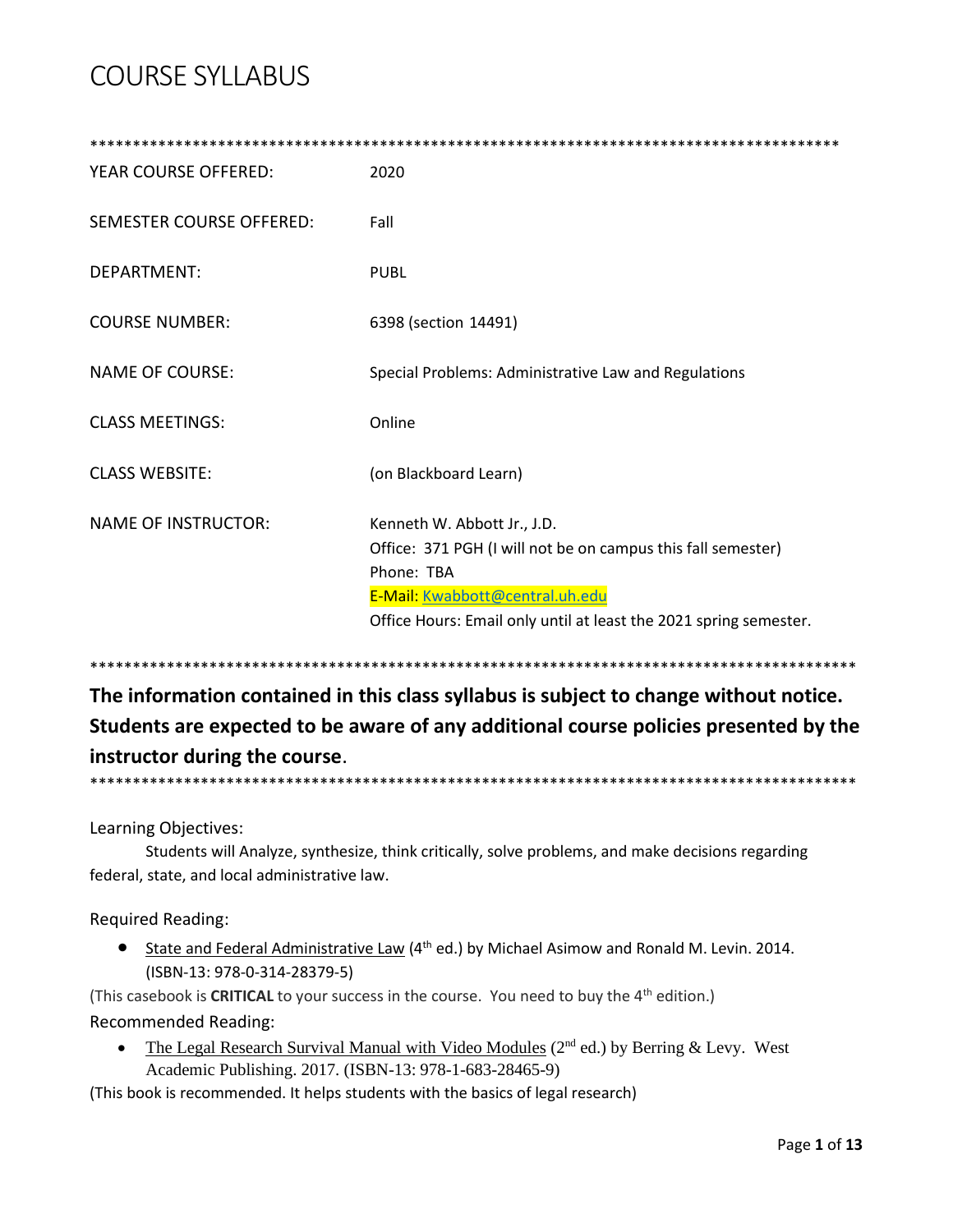# COURSE SYLLABUS

*******************************************************************************************

| | |
|---|---|
| YEAR COURSE OFFERED: | 2020 |
| SEMESTER COURSE OFFERED: | Fall |
| DEPARTMENT: | PUBL |
| COURSE NUMBER: | 6398 (section 14491) |
| NAME OF COURSE: | Special Problems: Administrative Law and Regulations |
| CLASS MEETINGS: | Online |
| CLASS WEBSITE: | (on Blackboard Learn) |
| NAME OF INSTRUCTOR: | Kenneth W. Abbott Jr., J.D.<br>Office: 371 PGH (I will not be on campus this fall semester)<br>Phone: TBA<br>E-Mail: Kwabbott@central.uh.edu<br>Office Hours: Email only until at least the 2021 spring semester. |

*******************************************************************************************

**The information contained in this class syllabus is subject to change without notice. Students are expected to be aware of any additional course policies presented by the instructor during the course.**

*******************************************************************************************

Learning Objectives:

Students will Analyze, synthesize, think critically, solve problems, and make decisions regarding federal, state, and local administrative law.

Required Reading:

- State and Federal Administrative Law (4th ed.) by Michael Asimow and Ronald M. Levin. 2014. (ISBN-13: 978-0-314-28379-5)

(This casebook is **CRITICAL** to your success in the course. You need to buy the 4th edition.)

Recommended Reading:

- The Legal Research Survival Manual with Video Modules (2nd ed.) by Berring & Levy. West Academic Publishing. 2017. (ISBN-13: 978-1-683-28465-9)

(This book is recommended. It helps students with the basics of legal research)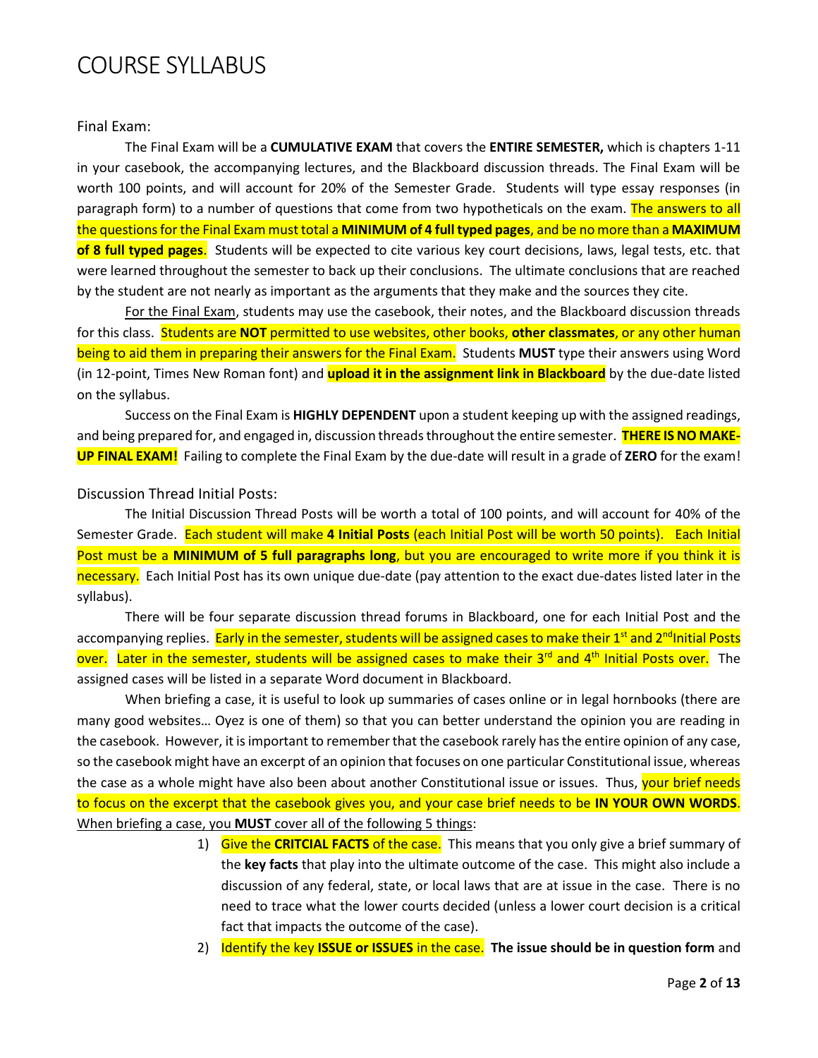# COURSE SYLLABUS

## Final Exam:

The Final Exam will be a **CUMULATIVE EXAM** that covers the **ENTIRE SEMESTER,** which is chapters 1-11 in your casebook, the accompanying lectures, and the Blackboard discussion threads. The Final Exam will be worth 100 points, and will account for 20% of the Semester Grade. Students will type essay responses (in paragraph form) to a number of questions that come from two hypotheticals on the exam. The answers to all the questions for the Final Exam must total a **MINIMUM of 4 full typed pages**, and be no more than a **MAXIMUM of 8 full typed pages**. Students will be expected to cite various key court decisions, laws, legal tests, etc. that were learned throughout the semester to back up their conclusions. The ultimate conclusions that are reached by the student are not nearly as important as the arguments that they make and the sources they cite.

For the Final Exam, students may use the casebook, their notes, and the Blackboard discussion threads for this class. Students are **NOT** permitted to use websites, other books, **other classmates**, or any other human being to aid them in preparing their answers for the Final Exam. Students **MUST** type their answers using Word (in 12-point, Times New Roman font) and **upload it in the assignment link in Blackboard** by the due-date listed on the syllabus.

Success on the Final Exam is **HIGHLY DEPENDENT** upon a student keeping up with the assigned readings, and being prepared for, and engaged in, discussion threads throughout the entire semester. **THERE IS NO MAKE-UP FINAL EXAM!** Failing to complete the Final Exam by the due-date will result in a grade of **ZERO** for the exam!

## Discussion Thread Initial Posts:

The Initial Discussion Thread Posts will be worth a total of 100 points, and will account for 40% of the Semester Grade. Each student will make **4 Initial Posts** (each Initial Post will be worth 50 points). Each Initial Post must be a **MINIMUM of 5 full paragraphs long**, but you are encouraged to write more if you think it is necessary. Each Initial Post has its own unique due-date (pay attention to the exact due-dates listed later in the syllabus).

There will be four separate discussion thread forums in Blackboard, one for each Initial Post and the accompanying replies. Early in the semester, students will be assigned cases to make their 1st and 2nd Initial Posts over. Later in the semester, students will be assigned cases to make their 3rd and 4th Initial Posts over. The assigned cases will be listed in a separate Word document in Blackboard.

When briefing a case, it is useful to look up summaries of cases online or in legal hornbooks (there are many good websites… Oyez is one of them) so that you can better understand the opinion you are reading in the casebook. However, it is important to remember that the casebook rarely has the entire opinion of any case, so the casebook might have an excerpt of an opinion that focuses on one particular Constitutional issue, whereas the case as a whole might have also been about another Constitutional issue or issues. Thus, your brief needs to focus on the excerpt that the casebook gives you, and your case brief needs to be **IN YOUR OWN WORDS**. When briefing a case, you **MUST** cover all of the following 5 things:

1) Give the **CRITCIAL FACTS** of the case. This means that you only give a brief summary of the **key facts** that play into the ultimate outcome of the case. This might also include a discussion of any federal, state, or local laws that are at issue in the case. There is no need to trace what the lower courts decided (unless a lower court decision is a critical fact that impacts the outcome of the case).
2) Identify the key **ISSUE or ISSUES** in the case. **The issue should be in question form** and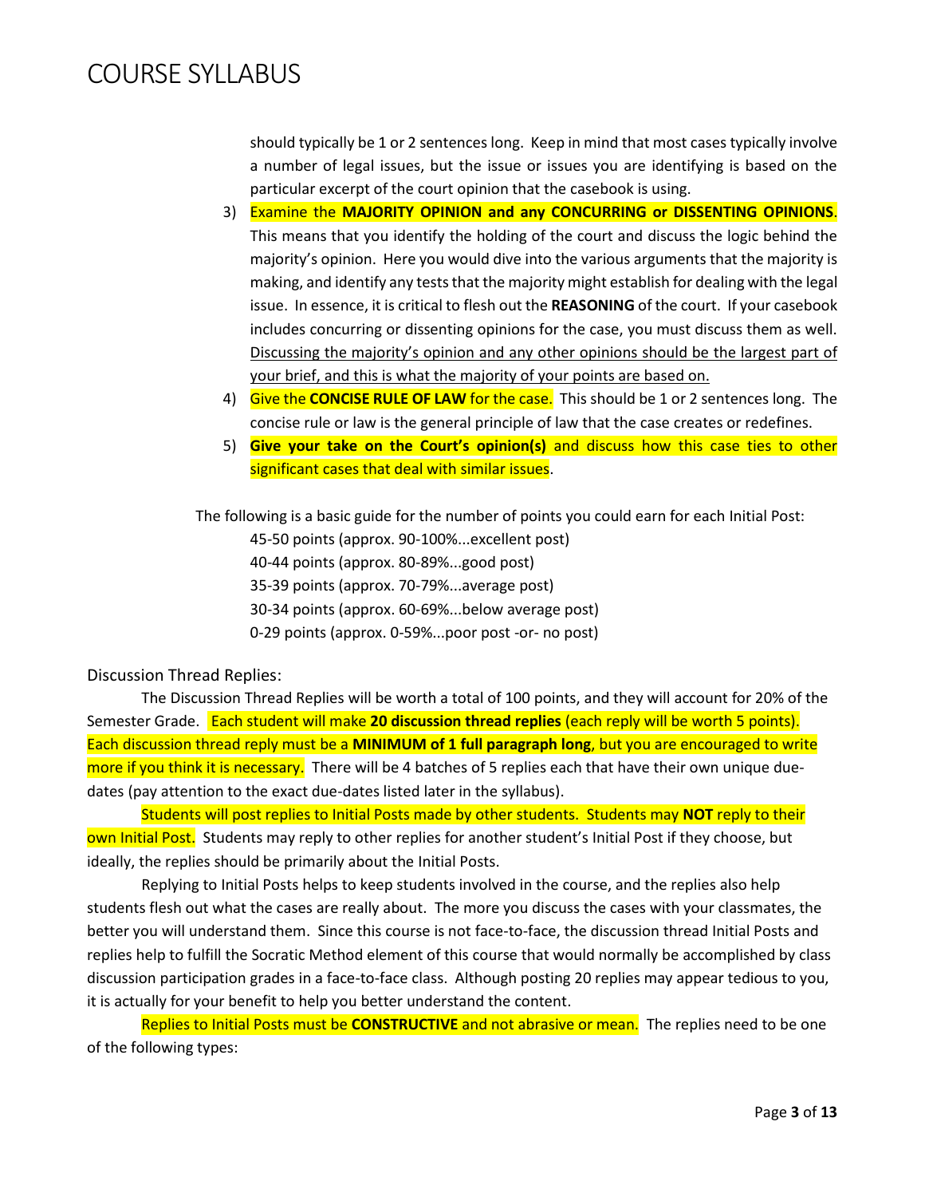should typically be 1 or 2 sentences long. Keep in mind that most cases typically involve a number of legal issues, but the issue or issues you are identifying is based on the particular excerpt of the court opinion that the casebook is using.

3) Examine the **MAJORITY OPINION and any CONCURRING or DISSENTING OPINIONS**. This means that you identify the holding of the court and discuss the logic behind the majority's opinion. Here you would dive into the various arguments that the majority is making, and identify any tests that the majority might establish for dealing with the legal issue. In essence, it is critical to flesh out the **REASONING** of the court. If your casebook includes concurring or dissenting opinions for the case, you must discuss them as well. <u>Discussing the majority's opinion and any other opinions should be the largest part of your brief, and this is what the majority of your points are based on.</u>
4) Give the **CONCISE RULE OF LAW** for the case. This should be 1 or 2 sentences long. The concise rule or law is the general principle of law that the case creates or redefines.
5) **Give your take on the Court's opinion(s)** and discuss how this case ties to other significant cases that deal with similar issues.

The following is a basic guide for the number of points you could earn for each Initial Post:

45-50 points (approx. 90-100%...excellent post)
40-44 points (approx. 80-89%...good post)
35-39 points (approx. 70-79%...average post)
30-34 points (approx. 60-69%...below average post)
0-29 points (approx. 0-59%...poor post -or- no post)

## Discussion Thread Replies:

The Discussion Thread Replies will be worth a total of 100 points, and they will account for 20% of the Semester Grade. Each student will make **20 discussion thread replies** (each reply will be worth 5 points). Each discussion thread reply must be a **MINIMUM of 1 full paragraph long**, but you are encouraged to write more if you think it is necessary. There will be 4 batches of 5 replies each that have their own unique due-dates (pay attention to the exact due-dates listed later in the syllabus).

Students will post replies to Initial Posts made by other students. Students may **NOT** reply to their own Initial Post. Students may reply to other replies for another student's Initial Post if they choose, but ideally, the replies should be primarily about the Initial Posts.

Replying to Initial Posts helps to keep students involved in the course, and the replies also help students flesh out what the cases are really about. The more you discuss the cases with your classmates, the better you will understand them. Since this course is not face-to-face, the discussion thread Initial Posts and replies help to fulfill the Socratic Method element of this course that would normally be accomplished by class discussion participation grades in a face-to-face class. Although posting 20 replies may appear tedious to you, it is actually for your benefit to help you better understand the content.

Replies to Initial Posts must be **CONSTRUCTIVE** and not abrasive or mean. The replies need to be one of the following types: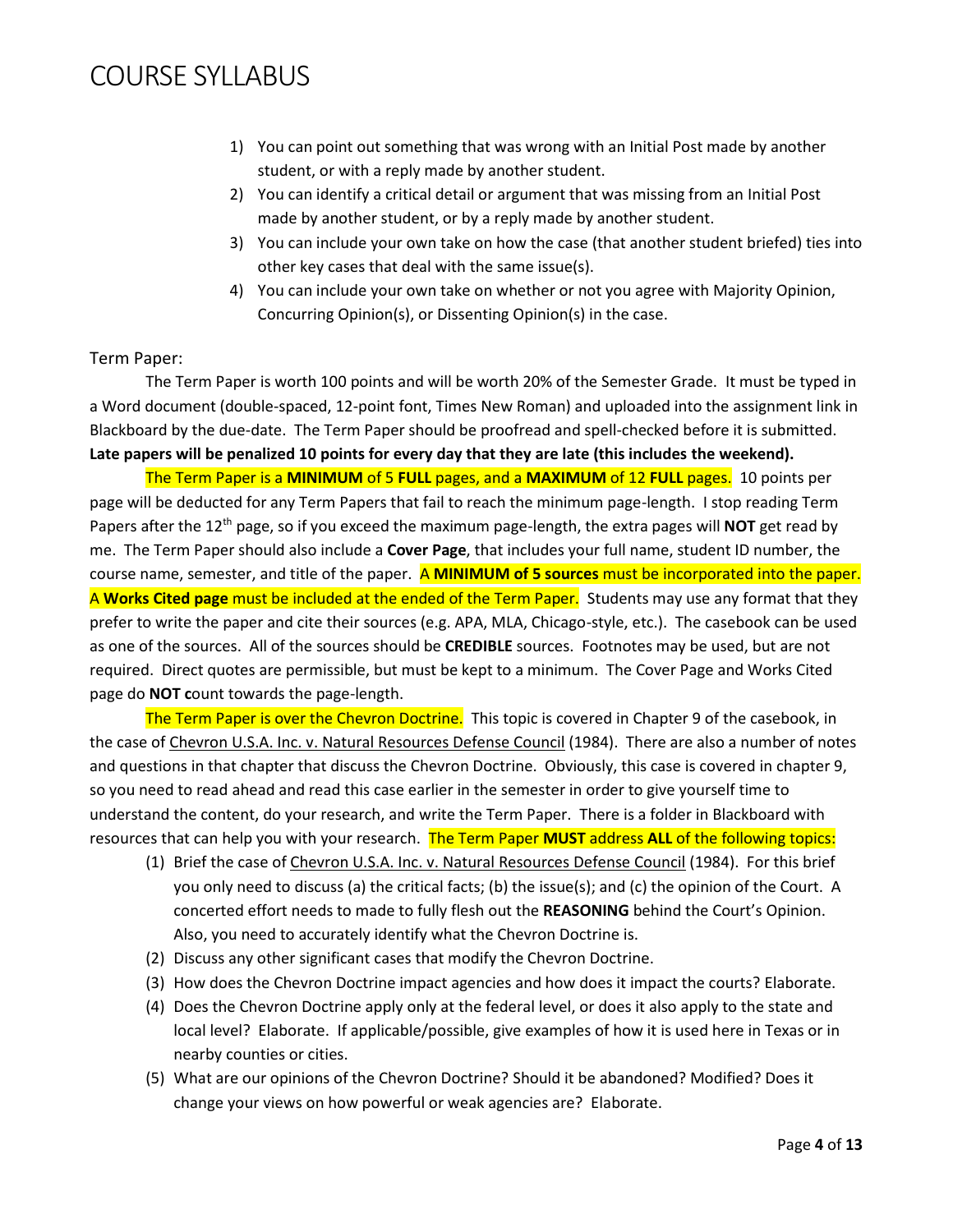1) You can point out something that was wrong with an Initial Post made by another student, or with a reply made by another student.
2) You can identify a critical detail or argument that was missing from an Initial Post made by another student, or by a reply made by another student.
3) You can include your own take on how the case (that another student briefed) ties into other key cases that deal with the same issue(s).
4) You can include your own take on whether or not you agree with Majority Opinion, Concurring Opinion(s), or Dissenting Opinion(s) in the case.

## Term Paper:

The Term Paper is worth 100 points and will be worth 20% of the Semester Grade. It must be typed in a Word document (double-spaced, 12-point font, Times New Roman) and uploaded into the assignment link in Blackboard by the due-date. The Term Paper should be proofread and spell-checked before it is submitted. **Late papers will be penalized 10 points for every day that they are late (this includes the weekend).**

The Term Paper is a **MINIMUM** of 5 **FULL** pages, and a **MAXIMUM** of 12 **FULL** pages. 10 points per page will be deducted for any Term Papers that fail to reach the minimum page-length. I stop reading Term Papers after the 12th page, so if you exceed the maximum page-length, the extra pages will **NOT** get read by me. The Term Paper should also include a **Cover Page**, that includes your full name, student ID number, the course name, semester, and title of the paper. A **MINIMUM of 5 sources** must be incorporated into the paper. A **Works Cited page** must be included at the ended of the Term Paper. Students may use any format that they prefer to write the paper and cite their sources (e.g. APA, MLA, Chicago-style, etc.). The casebook can be used as one of the sources. All of the sources should be **CREDIBLE** sources. Footnotes may be used, but are not required. Direct quotes are permissible, but must be kept to a minimum. The Cover Page and Works Cited page do **NOT c**ount towards the page-length.

The Term Paper is over the Chevron Doctrine. This topic is covered in Chapter 9 of the casebook, in the case of Chevron U.S.A. Inc. v. Natural Resources Defense Council (1984). There are also a number of notes and questions in that chapter that discuss the Chevron Doctrine. Obviously, this case is covered in chapter 9, so you need to read ahead and read this case earlier in the semester in order to give yourself time to understand the content, do your research, and write the Term Paper. There is a folder in Blackboard with resources that can help you with your research. The Term Paper **MUST** address **ALL** of the following topics:

(1) Brief the case of Chevron U.S.A. Inc. v. Natural Resources Defense Council (1984). For this brief you only need to discuss (a) the critical facts; (b) the issue(s); and (c) the opinion of the Court. A concerted effort needs to made to fully flesh out the **REASONING** behind the Court's Opinion. Also, you need to accurately identify what the Chevron Doctrine is.
(2) Discuss any other significant cases that modify the Chevron Doctrine.
(3) How does the Chevron Doctrine impact agencies and how does it impact the courts? Elaborate.
(4) Does the Chevron Doctrine apply only at the federal level, or does it also apply to the state and local level? Elaborate. If applicable/possible, give examples of how it is used here in Texas or in nearby counties or cities.
(5) What are our opinions of the Chevron Doctrine? Should it be abandoned? Modified? Does it change your views on how powerful or weak agencies are? Elaborate.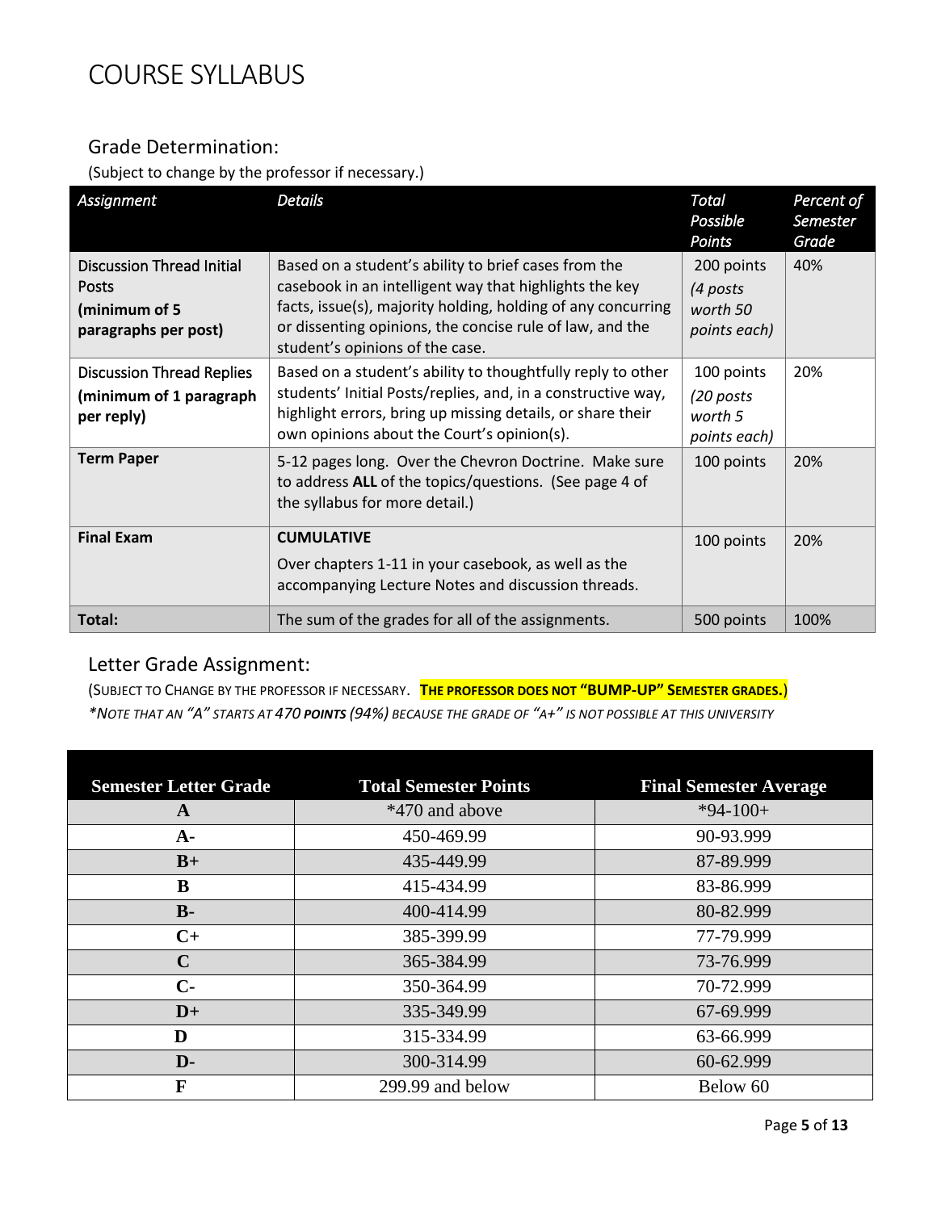# COURSE SYLLABUS

## Grade Determination:

(Subject to change by the professor if necessary.)

| *Assignment* | *Details* | *Total Possible Points* | *Percent of Semester Grade* |
|---|---|---|---|
| Discussion Thread Initial Posts **(minimum of 5 paragraphs per post)** | Based on a student's ability to brief cases from the casebook in an intelligent way that highlights the key facts, issue(s), majority holding, holding of any concurring or dissenting opinions, the concise rule of law, and the student's opinions of the case. | 200 points *(4 posts worth 50 points each)* | 40% |
| Discussion Thread Replies **(minimum of 1 paragraph per reply)** | Based on a student's ability to thoughtfully reply to other students' Initial Posts/replies, and, in a constructive way, highlight errors, bring up missing details, or share their own opinions about the Court's opinion(s). | 100 points *(20 posts worth 5 points each)* | 20% |
| **Term Paper** | 5-12 pages long. Over the Chevron Doctrine. Make sure to address **ALL** of the topics/questions. (See page 4 of the syllabus for more detail.) | 100 points | 20% |
| **Final Exam** | **CUMULATIVE** Over chapters 1-11 in your casebook, as well as the accompanying Lecture Notes and discussion threads. | 100 points | 20% |
| **Total:** | The sum of the grades for all of the assignments. | 500 points | 100% |

## Letter Grade Assignment:

(SUBJECT TO CHANGE BY THE PROFESSOR IF NECESSARY. **THE PROFESSOR DOES NOT "BUMP-UP" SEMESTER GRADES.**)

*\*NOTE THAT AN "A" STARTS AT 470 **POINTS** (94%) BECAUSE THE GRADE OF "A+" IS NOT POSSIBLE AT THIS UNIVERSITY*

| Semester Letter Grade | Total Semester Points | Final Semester Average |
|---|---|---|
| **A** | *470 and above | *94-100+ |
| **A-** | 450-469.99 | 90-93.999 |
| **B+** | 435-449.99 | 87-89.999 |
| **B** | 415-434.99 | 83-86.999 |
| **B-** | 400-414.99 | 80-82.999 |
| **C+** | 385-399.99 | 77-79.999 |
| **C** | 365-384.99 | 73-76.999 |
| **C-** | 350-364.99 | 70-72.999 |
| **D+** | 335-349.99 | 67-69.999 |
| **D** | 315-334.99 | 63-66.999 |
| **D-** | 300-314.99 | 60-62.999 |
| **F** | 299.99 and below | Below 60 |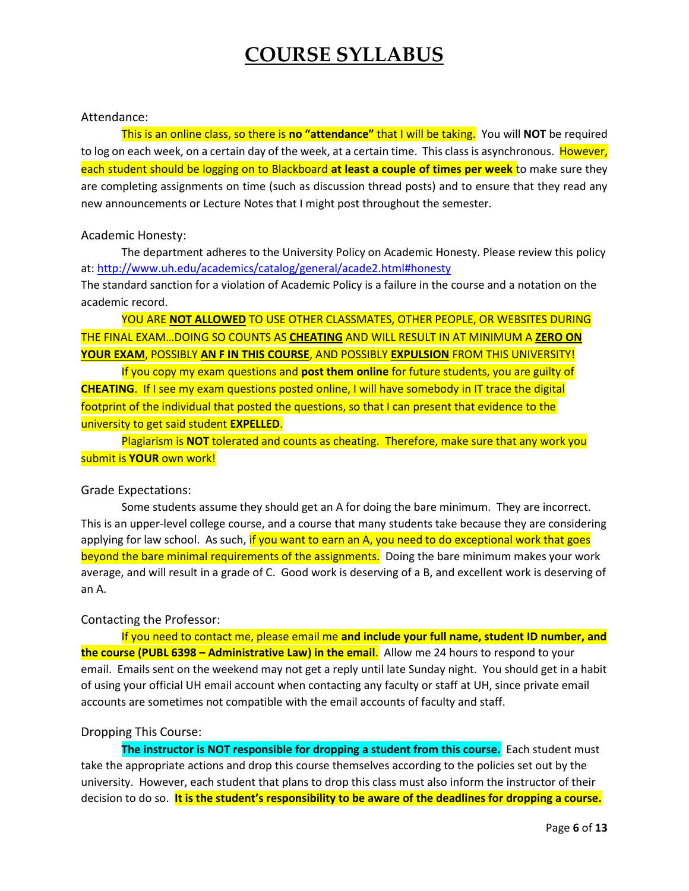# COURSE SYLLABUS

### Attendance:

This is an online class, so there is **no "attendance"** that I will be taking. You will **NOT** be required to log on each week, on a certain day of the week, at a certain time. This class is asynchronous. However, each student should be logging on to Blackboard **at least a couple of times per week** to make sure they are completing assignments on time (such as discussion thread posts) and to ensure that they read any new announcements or Lecture Notes that I might post throughout the semester.

### Academic Honesty:

The department adheres to the University Policy on Academic Honesty. Please review this policy at: http://www.uh.edu/academics/catalog/general/acade2.html#honesty

The standard sanction for a violation of Academic Policy is a failure in the course and a notation on the academic record.

YOU ARE **NOT ALLOWED** TO USE OTHER CLASSMATES, OTHER PEOPLE, OR WEBSITES DURING THE FINAL EXAM…DOING SO COUNTS AS **CHEATING** AND WILL RESULT IN AT MINIMUM A **ZERO ON YOUR EXAM**, POSSIBLY **AN F IN THIS COURSE**, AND POSSIBLY **EXPULSION** FROM THIS UNIVERSITY!

If you copy my exam questions and **post them online** for future students, you are guilty of **CHEATING**. If I see my exam questions posted online, I will have somebody in IT trace the digital footprint of the individual that posted the questions, so that I can present that evidence to the university to get said student **EXPELLED**.

Plagiarism is **NOT** tolerated and counts as cheating. Therefore, make sure that any work you submit is **YOUR** own work!

### Grade Expectations:

Some students assume they should get an A for doing the bare minimum. They are incorrect. This is an upper-level college course, and a course that many students take because they are considering applying for law school. As such, if you want to earn an A, you need to do exceptional work that goes beyond the bare minimal requirements of the assignments. Doing the bare minimum makes your work average, and will result in a grade of C. Good work is deserving of a B, and excellent work is deserving of an A.

### Contacting the Professor:

If you need to contact me, please email me **and include your full name, student ID number, and the course (PUBL 6398 – Administrative Law) in the email**. Allow me 24 hours to respond to your email. Emails sent on the weekend may not get a reply until late Sunday night. You should get in a habit of using your official UH email account when contacting any faculty or staff at UH, since private email accounts are sometimes not compatible with the email accounts of faculty and staff.

### Dropping This Course:

**The instructor is NOT responsible for dropping a student from this course.** Each student must take the appropriate actions and drop this course themselves according to the policies set out by the university. However, each student that plans to drop this class must also inform the instructor of their decision to do so. **It is the student's responsibility to be aware of the deadlines for dropping a course.**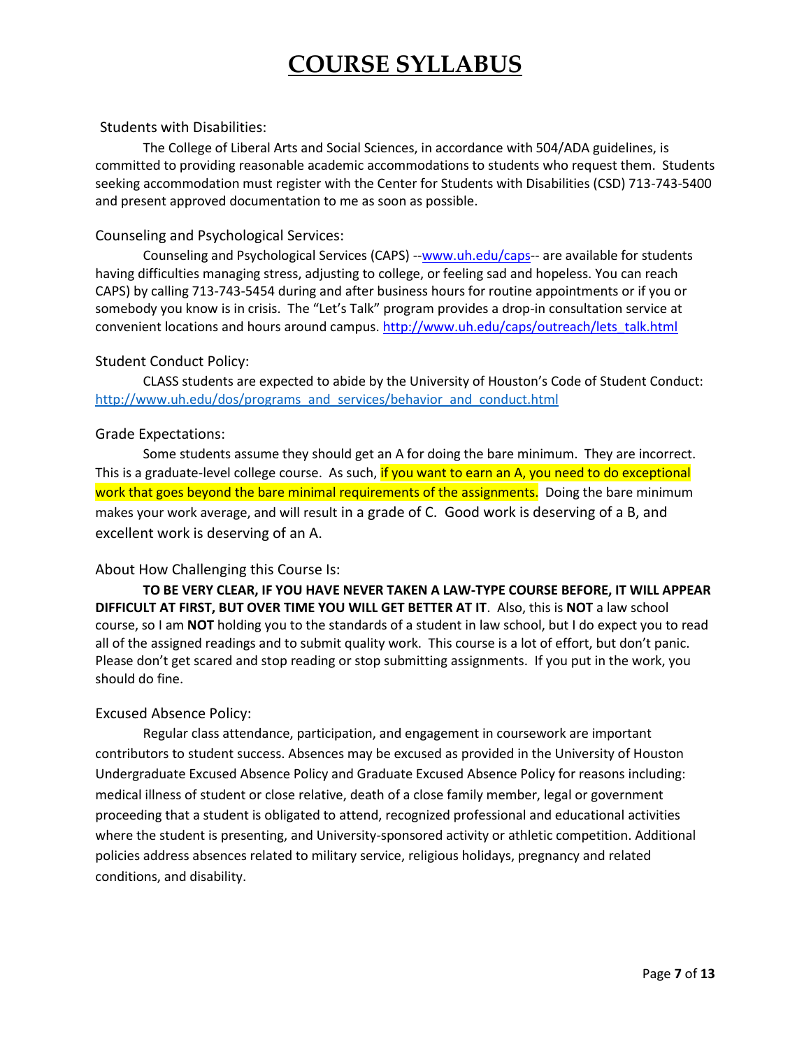# COURSE SYLLABUS

Students with Disabilities:

The College of Liberal Arts and Social Sciences, in accordance with 504/ADA guidelines, is committed to providing reasonable academic accommodations to students who request them. Students seeking accommodation must register with the Center for Students with Disabilities (CSD) 713-743-5400 and present approved documentation to me as soon as possible.

Counseling and Psychological Services:

Counseling and Psychological Services (CAPS) --www.uh.edu/caps-- are available for students having difficulties managing stress, adjusting to college, or feeling sad and hopeless. You can reach CAPS) by calling 713-743-5454 during and after business hours for routine appointments or if you or somebody you know is in crisis. The "Let's Talk" program provides a drop-in consultation service at convenient locations and hours around campus. http://www.uh.edu/caps/outreach/lets_talk.html

Student Conduct Policy:

CLASS students are expected to abide by the University of Houston's Code of Student Conduct: http://www.uh.edu/dos/programs_and_services/behavior_and_conduct.html

Grade Expectations:

Some students assume they should get an A for doing the bare minimum. They are incorrect. This is a graduate-level college course. As such, if you want to earn an A, you need to do exceptional work that goes beyond the bare minimal requirements of the assignments. Doing the bare minimum makes your work average, and will result in a grade of C. Good work is deserving of a B, and excellent work is deserving of an A.

About How Challenging this Course Is:

**TO BE VERY CLEAR, IF YOU HAVE NEVER TAKEN A LAW-TYPE COURSE BEFORE, IT WILL APPEAR DIFFICULT AT FIRST, BUT OVER TIME YOU WILL GET BETTER AT IT**. Also, this is **NOT** a law school course, so I am **NOT** holding you to the standards of a student in law school, but I do expect you to read all of the assigned readings and to submit quality work. This course is a lot of effort, but don't panic. Please don't get scared and stop reading or stop submitting assignments. If you put in the work, you should do fine.

Excused Absence Policy:

Regular class attendance, participation, and engagement in coursework are important contributors to student success. Absences may be excused as provided in the University of Houston Undergraduate Excused Absence Policy and Graduate Excused Absence Policy for reasons including: medical illness of student or close relative, death of a close family member, legal or government proceeding that a student is obligated to attend, recognized professional and educational activities where the student is presenting, and University-sponsored activity or athletic competition. Additional policies address absences related to military service, religious holidays, pregnancy and related conditions, and disability.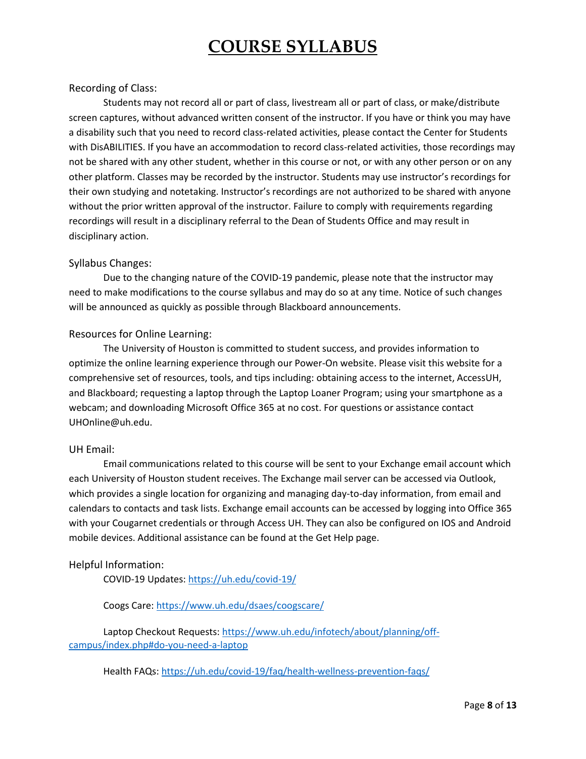# COURSE SYLLABUS

## Recording of Class:

Students may not record all or part of class, livestream all or part of class, or make/distribute screen captures, without advanced written consent of the instructor. If you have or think you may have a disability such that you need to record class-related activities, please contact the Center for Students with DisABILITIES. If you have an accommodation to record class-related activities, those recordings may not be shared with any other student, whether in this course or not, or with any other person or on any other platform. Classes may be recorded by the instructor. Students may use instructor's recordings for their own studying and notetaking. Instructor's recordings are not authorized to be shared with anyone without the prior written approval of the instructor. Failure to comply with requirements regarding recordings will result in a disciplinary referral to the Dean of Students Office and may result in disciplinary action.

## Syllabus Changes:

Due to the changing nature of the COVID-19 pandemic, please note that the instructor may need to make modifications to the course syllabus and may do so at any time. Notice of such changes will be announced as quickly as possible through Blackboard announcements.

## Resources for Online Learning:

The University of Houston is committed to student success, and provides information to optimize the online learning experience through our Power-On website. Please visit this website for a comprehensive set of resources, tools, and tips including: obtaining access to the internet, AccessUH, and Blackboard; requesting a laptop through the Laptop Loaner Program; using your smartphone as a webcam; and downloading Microsoft Office 365 at no cost. For questions or assistance contact UHOnline@uh.edu.

## UH Email:

Email communications related to this course will be sent to your Exchange email account which each University of Houston student receives. The Exchange mail server can be accessed via Outlook, which provides a single location for organizing and managing day-to-day information, from email and calendars to contacts and task lists. Exchange email accounts can be accessed by logging into Office 365 with your Cougarnet credentials or through Access UH. They can also be configured on IOS and Android mobile devices. Additional assistance can be found at the Get Help page.

## Helpful Information:

COVID-19 Updates: https://uh.edu/covid-19/

Coogs Care: https://www.uh.edu/dsaes/coogscare/

Laptop Checkout Requests: https://www.uh.edu/infotech/about/planning/off-campus/index.php#do-you-need-a-laptop

Health FAQs: https://uh.edu/covid-19/faq/health-wellness-prevention-faqs/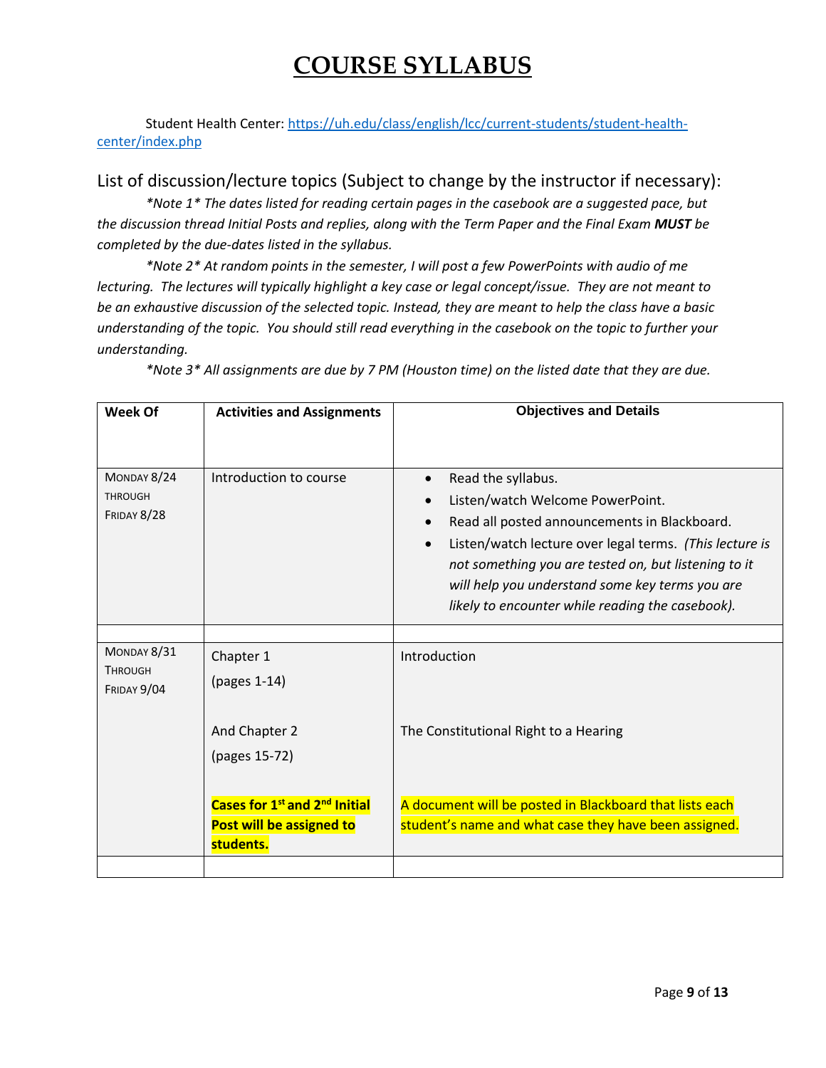# COURSE SYLLABUS

Student Health Center: https://uh.edu/class/english/lcc/current-students/student-health-center/index.php

## List of discussion/lecture topics (Subject to change by the instructor if necessary):

*\*Note 1\* The dates listed for reading certain pages in the casebook are a suggested pace, but the discussion thread Initial Posts and replies, along with the Term Paper and the Final Exam **MUST** be completed by the due-dates listed in the syllabus.*

*\*Note 2\* At random points in the semester, I will post a few PowerPoints with audio of me lecturing. The lectures will typically highlight a key case or legal concept/issue. They are not meant to be an exhaustive discussion of the selected topic. Instead, they are meant to help the class have a basic understanding of the topic. You should still read everything in the casebook on the topic to further your understanding.*

*\*Note 3\* All assignments are due by 7 PM (Houston time) on the listed date that they are due.*

| Week Of | Activities and Assignments | Objectives and Details |
|---|---|---|
| MONDAY 8/24 THROUGH FRIDAY 8/28 | Introduction to course | • Read the syllabus.<br>• Listen/watch Welcome PowerPoint.<br>• Read all posted announcements in Blackboard.<br>• Listen/watch lecture over legal terms. *(This lecture is not something you are tested on, but listening to it will help you understand some key terms you are likely to encounter while reading the casebook).* |
| | | |
| MONDAY 8/31 THROUGH FRIDAY 9/04 | Chapter 1 (pages 1-14)<br><br>And Chapter 2 (pages 15-72)<br><br>**Cases for 1st and 2nd Initial Post will be assigned to students.** | Introduction<br><br>The Constitutional Right to a Hearing<br><br>A document will be posted in Blackboard that lists each student's name and what case they have been assigned. |
| | | |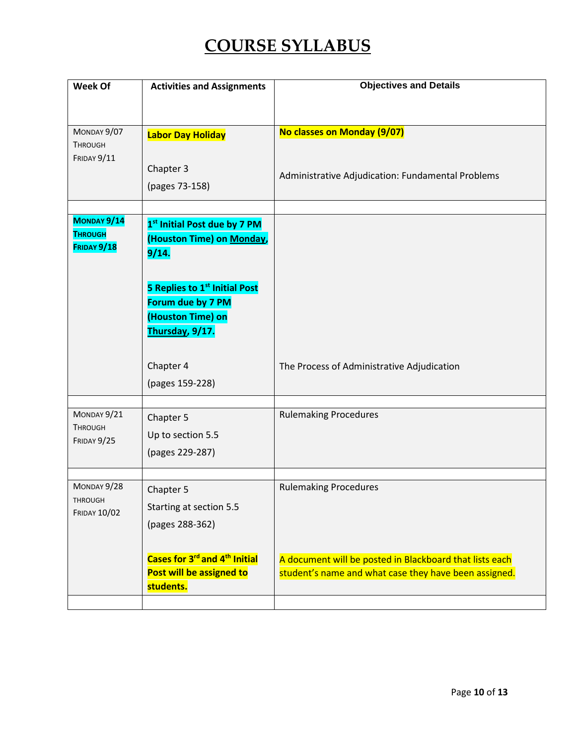# COURSE SYLLABUS

| Week Of | Activities and Assignments | Objectives and Details |
| --- | --- | --- |
| MONDAY 9/07 THROUGH FRIDAY 9/11 | **Labor Day Holiday**<br><br>Chapter 3<br>(pages 73-158) | **No classes on Monday (9/07)**<br><br>Administrative Adjudication: Fundamental Problems |
| | | |
| **MONDAY 9/14 THROUGH FRIDAY 9/18** | **1st Initial Post due by 7 PM (Houston Time) on Monday, 9/14.**<br><br>**5 Replies to 1st Initial Post Forum due by 7 PM (Houston Time) on Thursday, 9/17.**<br><br>Chapter 4<br>(pages 159-228) | The Process of Administrative Adjudication |
| | | |
| MONDAY 9/21 THROUGH FRIDAY 9/25 | Chapter 5<br>Up to section 5.5<br>(pages 229-287) | Rulemaking Procedures |
| | | |
| MONDAY 9/28 THROUGH FRIDAY 10/02 | Chapter 5<br>Starting at section 5.5<br>(pages 288-362)<br><br>**Cases for 3rd and 4th Initial Post will be assigned to students.** | Rulemaking Procedures<br><br>A document will be posted in Blackboard that lists each student's name and what case they have been assigned. |
| | | |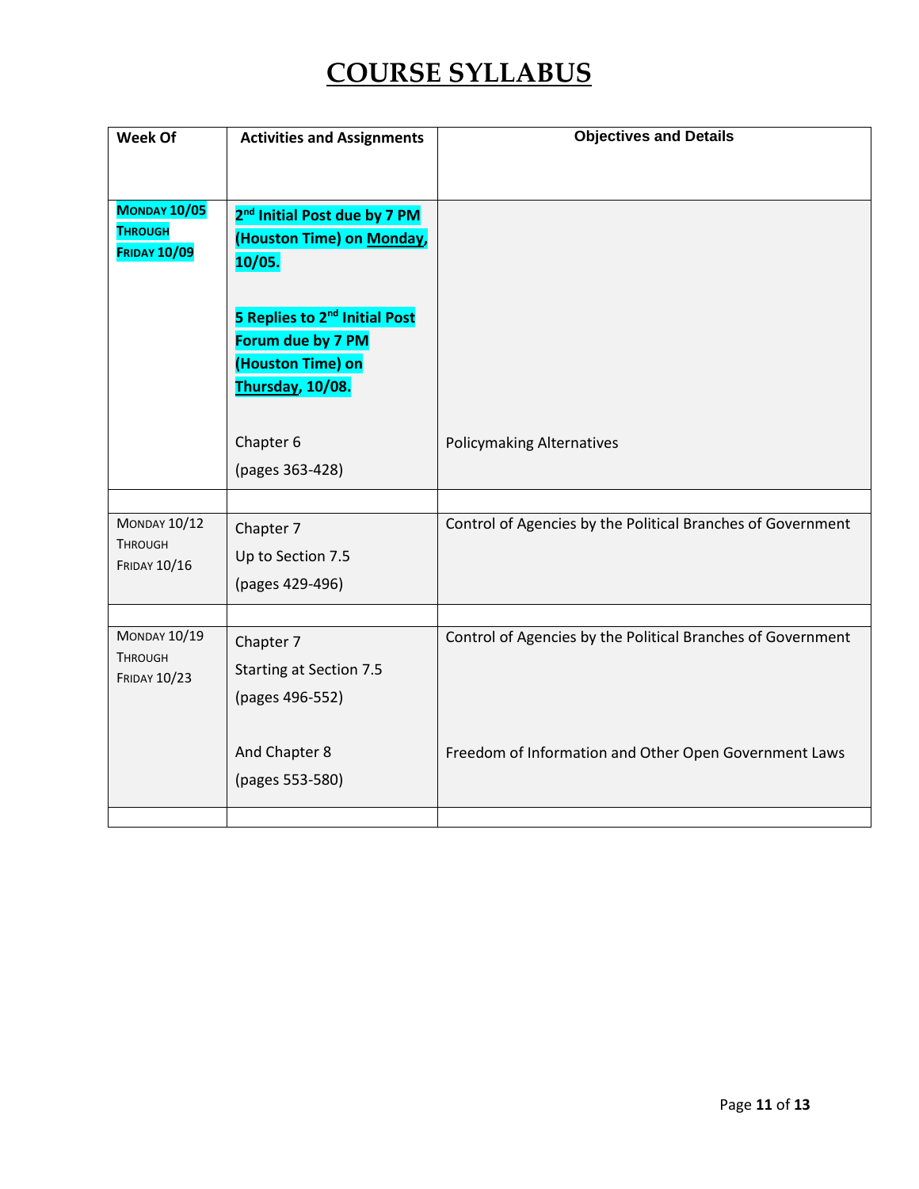# COURSE SYLLABUS

| Week Of | Activities and Assignments | Objectives and Details |
|---|---|---|
| **Monday 10/05 Through Friday 10/09** | **2nd Initial Post due by 7 PM (Houston Time) on Monday, 10/05.**<br><br>**5 Replies to 2nd Initial Post Forum due by 7 PM (Houston Time) on Thursday, 10/08.**<br><br>Chapter 6<br>(pages 363-428) | Policymaking Alternatives |
| | | |
| Monday 10/12 Through Friday 10/16 | Chapter 7<br>Up to Section 7.5<br>(pages 429-496) | Control of Agencies by the Political Branches of Government |
| | | |
| Monday 10/19 Through Friday 10/23 | Chapter 7<br>Starting at Section 7.5<br>(pages 496-552)<br><br>And Chapter 8<br>(pages 553-580) | Control of Agencies by the Political Branches of Government<br><br>Freedom of Information and Other Open Government Laws |
| | | |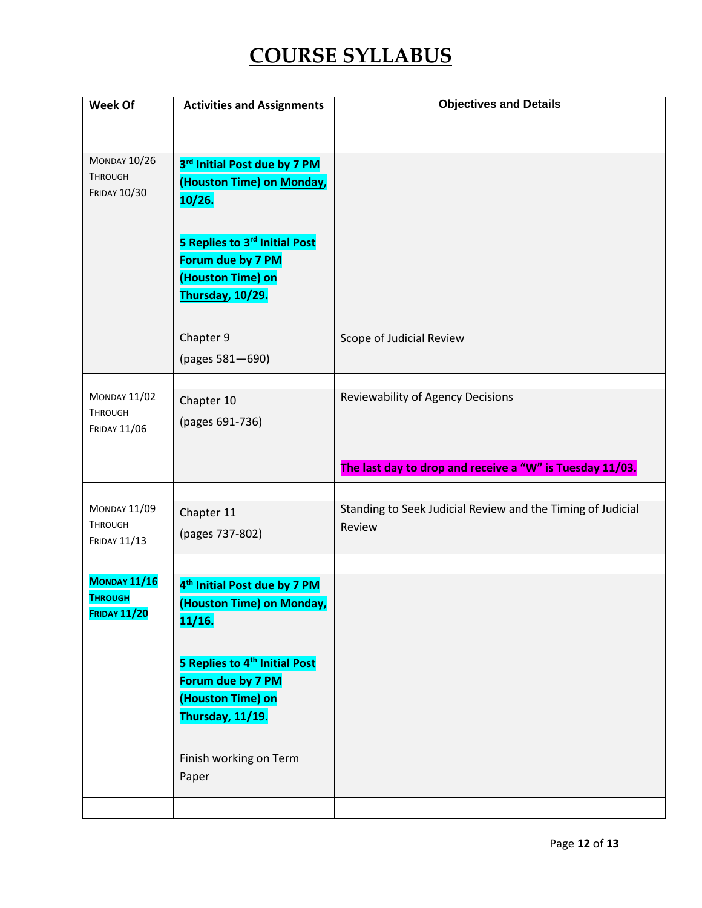# COURSE SYLLABUS

| Week Of | Activities and Assignments | Objectives and Details |
| --- | --- | --- |
| MONDAY 10/26 THROUGH FRIDAY 10/30 | **3rd Initial Post due by 7 PM (Houston Time) on Monday, 10/26.**<br><br>**5 Replies to 3rd Initial Post Forum due by 7 PM (Houston Time) on Thursday, 10/29.**<br><br>Chapter 9<br>(pages 581—690) | Scope of Judicial Review |
| | | |
| MONDAY 11/02 THROUGH FRIDAY 11/06 | Chapter 10<br>(pages 691-736) | Reviewability of Agency Decisions<br><br>**The last day to drop and receive a "W" is Tuesday 11/03.** |
| | | |
| MONDAY 11/09 THROUGH FRIDAY 11/13 | Chapter 11<br>(pages 737-802) | Standing to Seek Judicial Review and the Timing of Judicial Review |
| | | |
| **MONDAY 11/16 THROUGH FRIDAY 11/20** | **4th Initial Post due by 7 PM (Houston Time) on Monday, 11/16.**<br><br>**5 Replies to 4th Initial Post Forum due by 7 PM (Houston Time) on Thursday, 11/19.**<br><br>Finish working on Term Paper | |
| | | |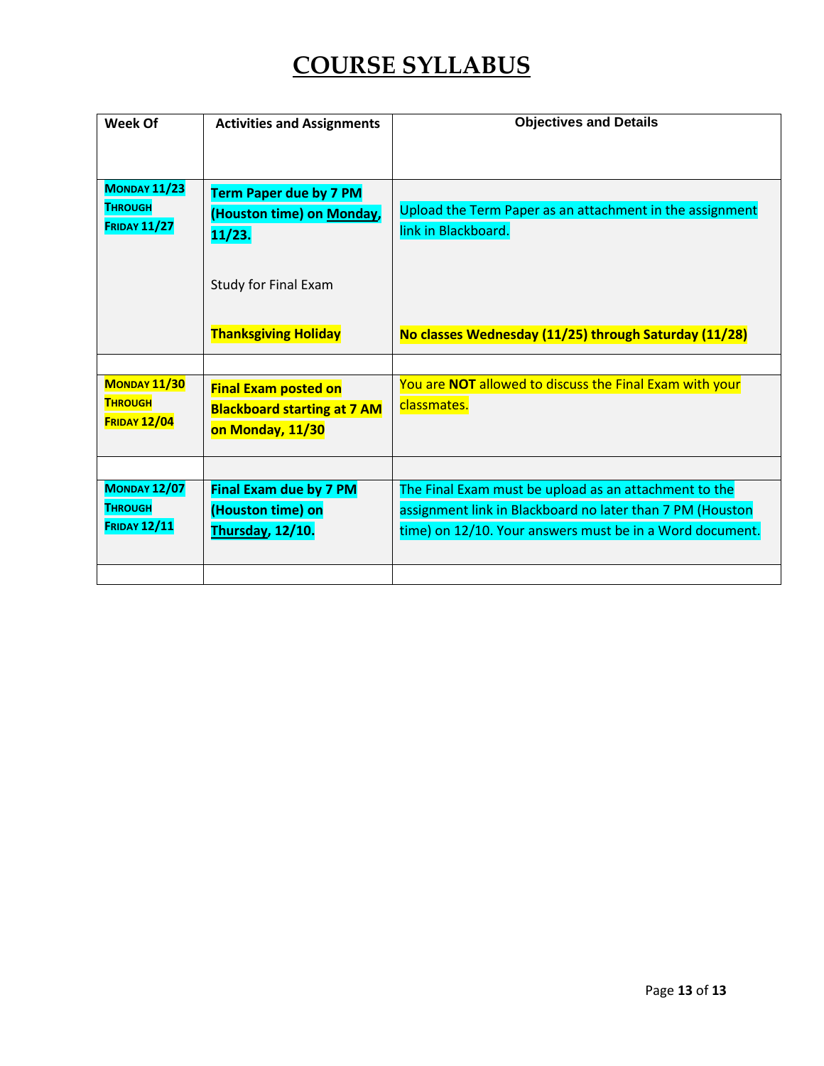# COURSE SYLLABUS

| Week Of | Activities and Assignments | Objectives and Details |
|---|---|---|
| **Monday 11/23 Through Friday 11/27** | **Term Paper due by 7 PM (Houston time) on Monday, 11/23.**<br><br>Study for Final Exam<br><br>**Thanksgiving Holiday** | Upload the Term Paper as an attachment in the assignment link in Blackboard.<br><br>**No classes Wednesday (11/25) through Saturday (11/28)** |
| | | |
| **Monday 11/30 Through Friday 12/04** | **Final Exam posted on Blackboard starting at 7 AM on Monday, 11/30** | You are **NOT** allowed to discuss the Final Exam with your classmates. |
| | | |
| **Monday 12/07 Through Friday 12/11** | **Final Exam due by 7 PM (Houston time) on Thursday, 12/10.** | The Final Exam must be upload as an attachment to the assignment link in Blackboard no later than 7 PM (Houston time) on 12/10. Your answers must be in a Word document. |
| | | |